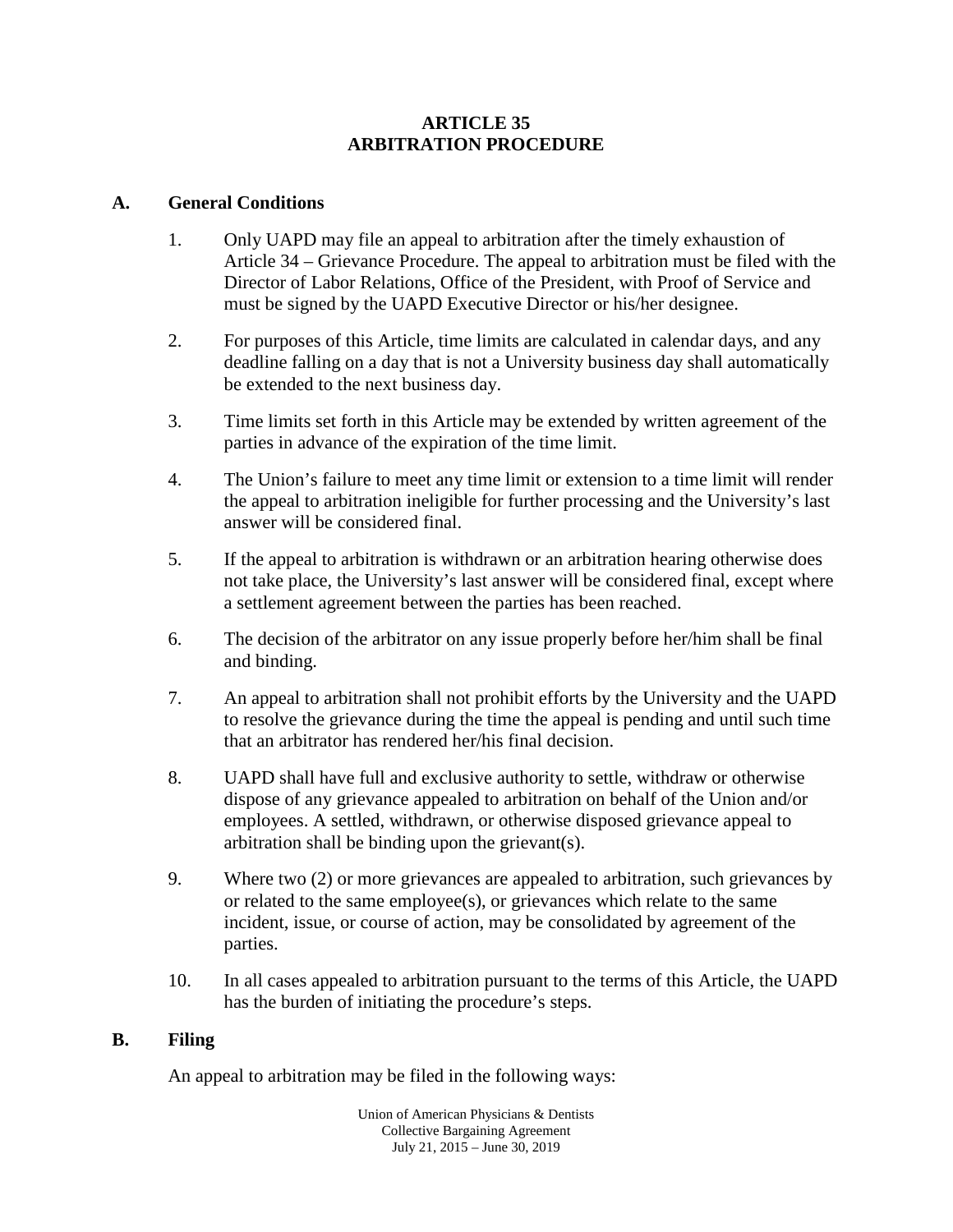# ARTICLE 35
# ARBITRATION PROCEDURE

## A. General Conditions

1. Only UAPD may file an appeal to arbitration after the timely exhaustion of Article 34 – Grievance Procedure. The appeal to arbitration must be filed with the Director of Labor Relations, Office of the President, with Proof of Service and must be signed by the UAPD Executive Director or his/her designee.

2. For purposes of this Article, time limits are calculated in calendar days, and any deadline falling on a day that is not a University business day shall automatically be extended to the next business day.

3. Time limits set forth in this Article may be extended by written agreement of the parties in advance of the expiration of the time limit.

4. The Union's failure to meet any time limit or extension to a time limit will render the appeal to arbitration ineligible for further processing and the University's last answer will be considered final.

5. If the appeal to arbitration is withdrawn or an arbitration hearing otherwise does not take place, the University's last answer will be considered final, except where a settlement agreement between the parties has been reached.

6. The decision of the arbitrator on any issue properly before her/him shall be final and binding.

7. An appeal to arbitration shall not prohibit efforts by the University and the UAPD to resolve the grievance during the time the appeal is pending and until such time that an arbitrator has rendered her/his final decision.

8. UAPD shall have full and exclusive authority to settle, withdraw or otherwise dispose of any grievance appealed to arbitration on behalf of the Union and/or employees. A settled, withdrawn, or otherwise disposed grievance appeal to arbitration shall be binding upon the grievant(s).

9. Where two (2) or more grievances are appealed to arbitration, such grievances by or related to the same employee(s), or grievances which relate to the same incident, issue, or course of action, may be consolidated by agreement of the parties.

10. In all cases appealed to arbitration pursuant to the terms of this Article, the UAPD has the burden of initiating the procedure's steps.

## B. Filing

An appeal to arbitration may be filed in the following ways: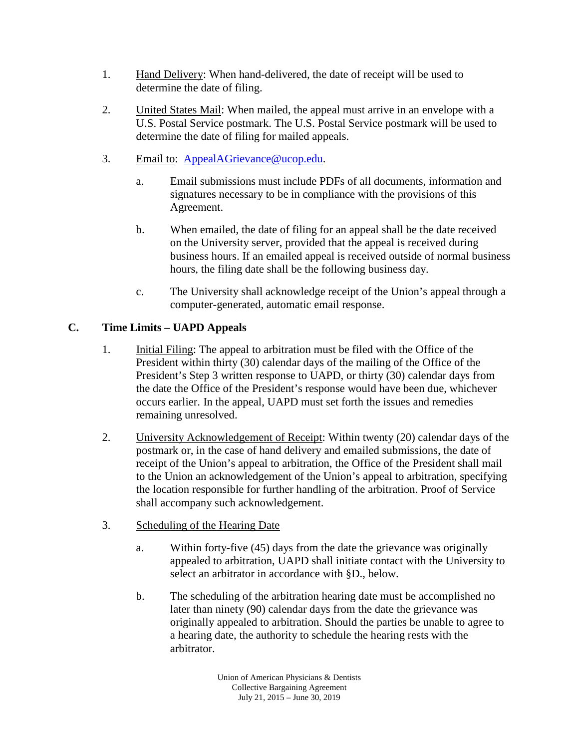1. Hand Delivery: When hand-delivered, the date of receipt will be used to determine the date of filing.

2. United States Mail: When mailed, the appeal must arrive in an envelope with a U.S. Postal Service postmark. The U.S. Postal Service postmark will be used to determine the date of filing for mailed appeals.

3. Email to: [AppealAGrievance@ucop.edu](mailto:AppealAGrievance@ucop.edu).

   a. Email submissions must include PDFs of all documents, information and signatures necessary to be in compliance with the provisions of this Agreement.

   b. When emailed, the date of filing for an appeal shall be the date received on the University server, provided that the appeal is received during business hours. If an emailed appeal is received outside of normal business hours, the filing date shall be the following business day.

   c. The University shall acknowledge receipt of the Union's appeal through a computer-generated, automatic email response.

## C. Time Limits – UAPD Appeals

1. Initial Filing: The appeal to arbitration must be filed with the Office of the President within thirty (30) calendar days of the mailing of the Office of the President's Step 3 written response to UAPD, or thirty (30) calendar days from the date the Office of the President's response would have been due, whichever occurs earlier. In the appeal, UAPD must set forth the issues and remedies remaining unresolved.

2. University Acknowledgement of Receipt: Within twenty (20) calendar days of the postmark or, in the case of hand delivery and emailed submissions, the date of receipt of the Union's appeal to arbitration, the Office of the President shall mail to the Union an acknowledgement of the Union's appeal to arbitration, specifying the location responsible for further handling of the arbitration. Proof of Service shall accompany such acknowledgement.

3. Scheduling of the Hearing Date

   a. Within forty-five (45) days from the date the grievance was originally appealed to arbitration, UAPD shall initiate contact with the University to select an arbitrator in accordance with §D., below.

   b. The scheduling of the arbitration hearing date must be accomplished no later than ninety (90) calendar days from the date the grievance was originally appealed to arbitration. Should the parties be unable to agree to a hearing date, the authority to schedule the hearing rests with the arbitrator.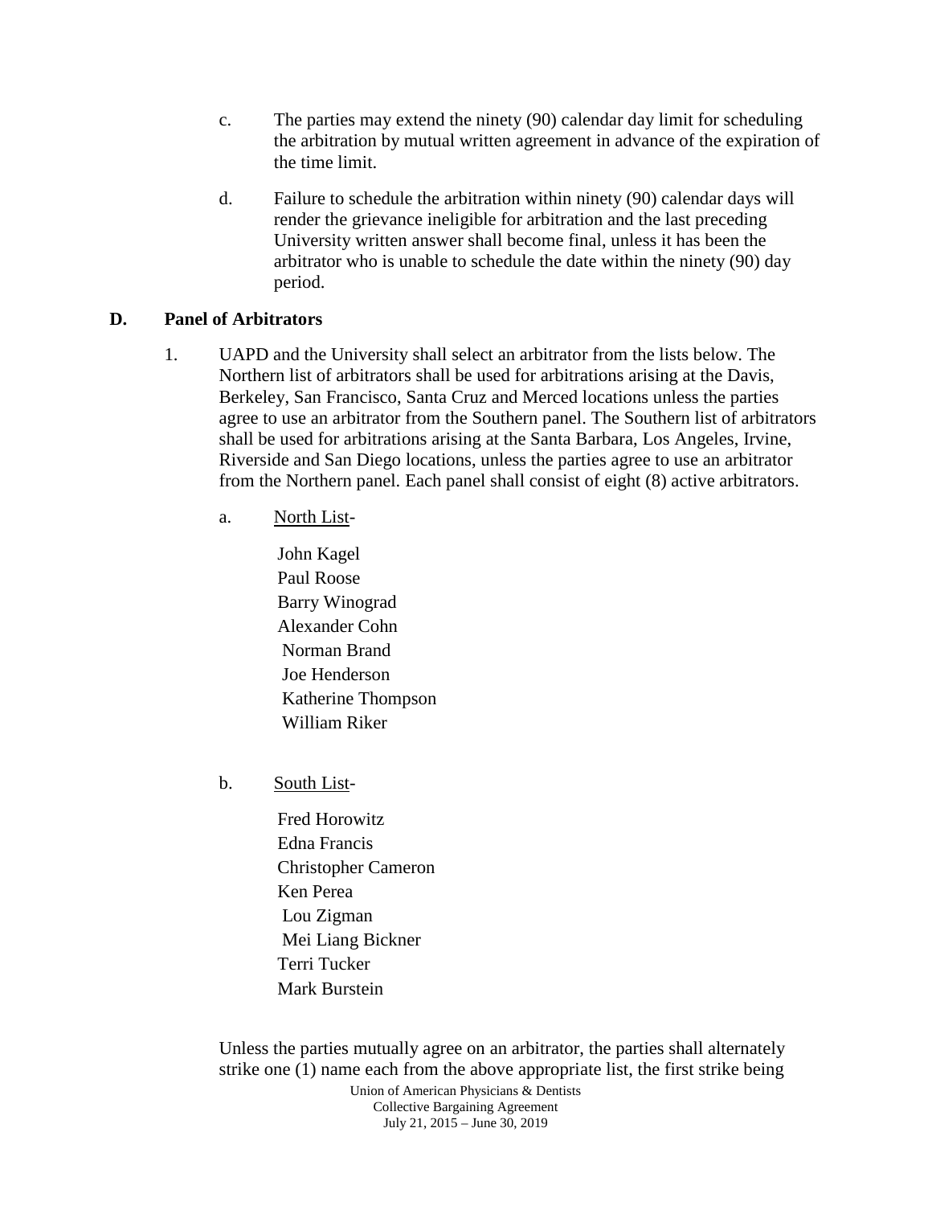c. The parties may extend the ninety (90) calendar day limit for scheduling the arbitration by mutual written agreement in advance of the expiration of the time limit.

d. Failure to schedule the arbitration within ninety (90) calendar days will render the grievance ineligible for arbitration and the last preceding University written answer shall become final, unless it has been the arbitrator who is unable to schedule the date within the ninety (90) day period.

**D. Panel of Arbitrators**

1. UAPD and the University shall select an arbitrator from the lists below. The Northern list of arbitrators shall be used for arbitrations arising at the Davis, Berkeley, San Francisco, Santa Cruz and Merced locations unless the parties agree to use an arbitrator from the Southern panel. The Southern list of arbitrators shall be used for arbitrations arising at the Santa Barbara, Los Angeles, Irvine, Riverside and San Diego locations, unless the parties agree to use an arbitrator from the Northern panel. Each panel shall consist of eight (8) active arbitrators.

   a. <u>North List</u>-

      John Kagel
      Paul Roose
      Barry Winograd
      Alexander Cohn
      Norman Brand
      Joe Henderson
      Katherine Thompson
      William Riker

   b. <u>South List</u>-

      Fred Horowitz
      Edna Francis
      Christopher Cameron
      Ken Perea
      Lou Zigman
      Mei Liang Bickner
      Terri Tucker
      Mark Burstein

   Unless the parties mutually agree on an arbitrator, the parties shall alternately strike one (1) name each from the above appropriate list, the first strike being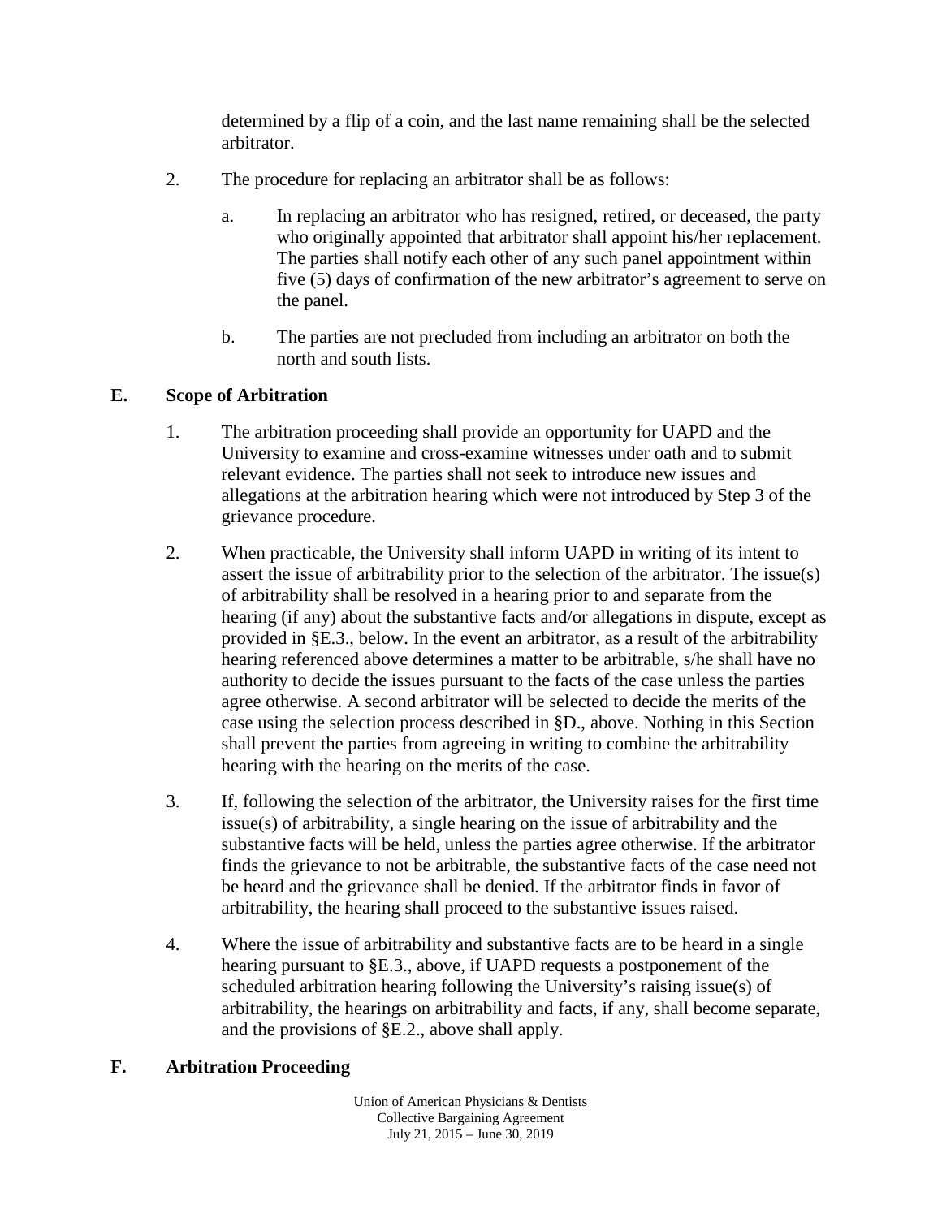determined by a flip of a coin, and the last name remaining shall be the selected arbitrator.

2. The procedure for replacing an arbitrator shall be as follows:

   a. In replacing an arbitrator who has resigned, retired, or deceased, the party who originally appointed that arbitrator shall appoint his/her replacement. The parties shall notify each other of any such panel appointment within five (5) days of confirmation of the new arbitrator's agreement to serve on the panel.

   b. The parties are not precluded from including an arbitrator on both the north and south lists.

## E. Scope of Arbitration

1. The arbitration proceeding shall provide an opportunity for UAPD and the University to examine and cross-examine witnesses under oath and to submit relevant evidence. The parties shall not seek to introduce new issues and allegations at the arbitration hearing which were not introduced by Step 3 of the grievance procedure.

2. When practicable, the University shall inform UAPD in writing of its intent to assert the issue of arbitrability prior to the selection of the arbitrator. The issue(s) of arbitrability shall be resolved in a hearing prior to and separate from the hearing (if any) about the substantive facts and/or allegations in dispute, except as provided in §E.3., below. In the event an arbitrator, as a result of the arbitrability hearing referenced above determines a matter to be arbitrable, s/he shall have no authority to decide the issues pursuant to the facts of the case unless the parties agree otherwise. A second arbitrator will be selected to decide the merits of the case using the selection process described in §D., above. Nothing in this Section shall prevent the parties from agreeing in writing to combine the arbitrability hearing with the hearing on the merits of the case.

3. If, following the selection of the arbitrator, the University raises for the first time issue(s) of arbitrability, a single hearing on the issue of arbitrability and the substantive facts will be held, unless the parties agree otherwise. If the arbitrator finds the grievance to not be arbitrable, the substantive facts of the case need not be heard and the grievance shall be denied. If the arbitrator finds in favor of arbitrability, the hearing shall proceed to the substantive issues raised.

4. Where the issue of arbitrability and substantive facts are to be heard in a single hearing pursuant to §E.3., above, if UAPD requests a postponement of the scheduled arbitration hearing following the University's raising issue(s) of arbitrability, the hearings on arbitrability and facts, if any, shall become separate, and the provisions of §E.2., above shall apply.

## F. Arbitration Proceeding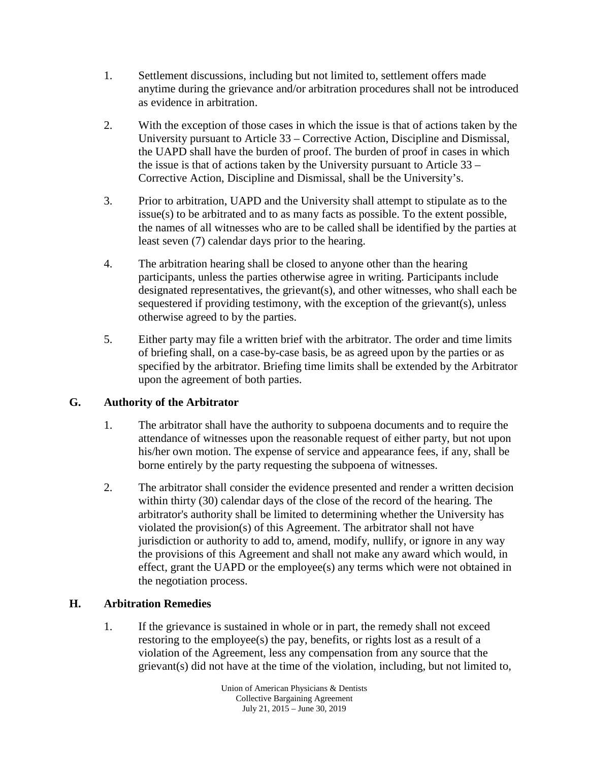1. Settlement discussions, including but not limited to, settlement offers made anytime during the grievance and/or arbitration procedures shall not be introduced as evidence in arbitration.

2. With the exception of those cases in which the issue is that of actions taken by the University pursuant to Article 33 – Corrective Action, Discipline and Dismissal, the UAPD shall have the burden of proof. The burden of proof in cases in which the issue is that of actions taken by the University pursuant to Article 33 – Corrective Action, Discipline and Dismissal, shall be the University's.

3. Prior to arbitration, UAPD and the University shall attempt to stipulate as to the issue(s) to be arbitrated and to as many facts as possible. To the extent possible, the names of all witnesses who are to be called shall be identified by the parties at least seven (7) calendar days prior to the hearing.

4. The arbitration hearing shall be closed to anyone other than the hearing participants, unless the parties otherwise agree in writing. Participants include designated representatives, the grievant(s), and other witnesses, who shall each be sequestered if providing testimony, with the exception of the grievant(s), unless otherwise agreed to by the parties.

5. Either party may file a written brief with the arbitrator. The order and time limits of briefing shall, on a case-by-case basis, be as agreed upon by the parties or as specified by the arbitrator. Briefing time limits shall be extended by the Arbitrator upon the agreement of both parties.

## G. Authority of the Arbitrator

1. The arbitrator shall have the authority to subpoena documents and to require the attendance of witnesses upon the reasonable request of either party, but not upon his/her own motion. The expense of service and appearance fees, if any, shall be borne entirely by the party requesting the subpoena of witnesses.

2. The arbitrator shall consider the evidence presented and render a written decision within thirty (30) calendar days of the close of the record of the hearing. The arbitrator's authority shall be limited to determining whether the University has violated the provision(s) of this Agreement. The arbitrator shall not have jurisdiction or authority to add to, amend, modify, nullify, or ignore in any way the provisions of this Agreement and shall not make any award which would, in effect, grant the UAPD or the employee(s) any terms which were not obtained in the negotiation process.

## H. Arbitration Remedies

1. If the grievance is sustained in whole or in part, the remedy shall not exceed restoring to the employee(s) the pay, benefits, or rights lost as a result of a violation of the Agreement, less any compensation from any source that the grievant(s) did not have at the time of the violation, including, but not limited to,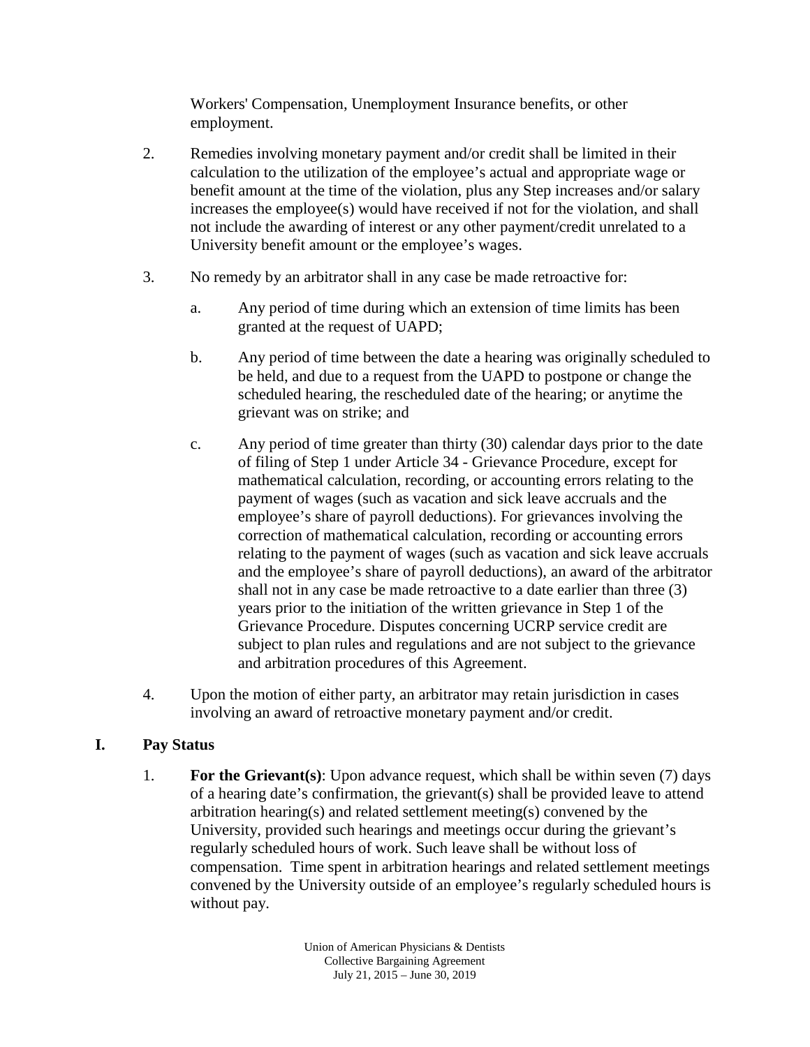Workers' Compensation, Unemployment Insurance benefits, or other employment.

2. Remedies involving monetary payment and/or credit shall be limited in their calculation to the utilization of the employee's actual and appropriate wage or benefit amount at the time of the violation, plus any Step increases and/or salary increases the employee(s) would have received if not for the violation, and shall not include the awarding of interest or any other payment/credit unrelated to a University benefit amount or the employee's wages.

3. No remedy by an arbitrator shall in any case be made retroactive for:

   a. Any period of time during which an extension of time limits has been granted at the request of UAPD;

   b. Any period of time between the date a hearing was originally scheduled to be held, and due to a request from the UAPD to postpone or change the scheduled hearing, the rescheduled date of the hearing; or anytime the grievant was on strike; and

   c. Any period of time greater than thirty (30) calendar days prior to the date of filing of Step 1 under Article 34 - Grievance Procedure, except for mathematical calculation, recording, or accounting errors relating to the payment of wages (such as vacation and sick leave accruals and the employee's share of payroll deductions). For grievances involving the correction of mathematical calculation, recording or accounting errors relating to the payment of wages (such as vacation and sick leave accruals and the employee's share of payroll deductions), an award of the arbitrator shall not in any case be made retroactive to a date earlier than three (3) years prior to the initiation of the written grievance in Step 1 of the Grievance Procedure. Disputes concerning UCRP service credit are subject to plan rules and regulations and are not subject to the grievance and arbitration procedures of this Agreement.

4. Upon the motion of either party, an arbitrator may retain jurisdiction in cases involving an award of retroactive monetary payment and/or credit.

## I. Pay Status

1. **For the Grievant(s)**: Upon advance request, which shall be within seven (7) days of a hearing date's confirmation, the grievant(s) shall be provided leave to attend arbitration hearing(s) and related settlement meeting(s) convened by the University, provided such hearings and meetings occur during the grievant's regularly scheduled hours of work. Such leave shall be without loss of compensation. Time spent in arbitration hearings and related settlement meetings convened by the University outside of an employee's regularly scheduled hours is without pay.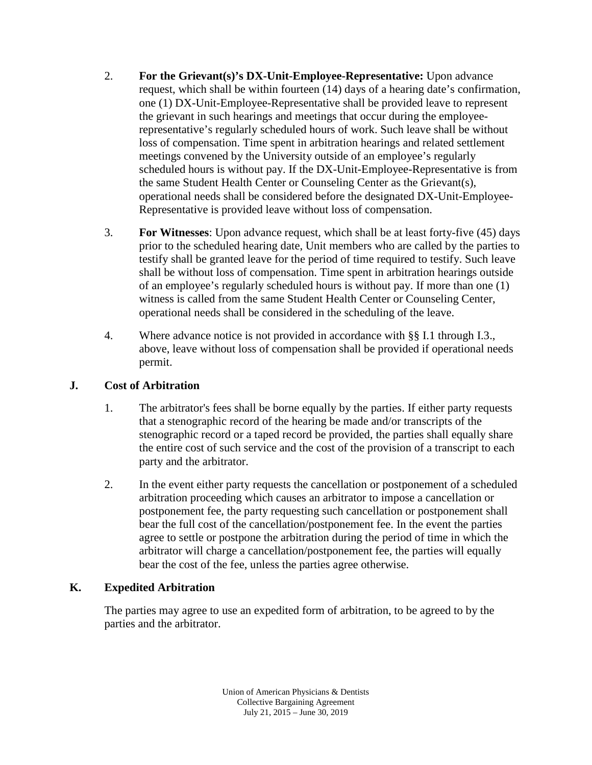2. **For the Grievant(s)'s DX-Unit-Employee-Representative:** Upon advance request, which shall be within fourteen (14) days of a hearing date's confirmation, one (1) DX-Unit-Employee-Representative shall be provided leave to represent the grievant in such hearings and meetings that occur during the employee-representative's regularly scheduled hours of work. Such leave shall be without loss of compensation. Time spent in arbitration hearings and related settlement meetings convened by the University outside of an employee's regularly scheduled hours is without pay. If the DX-Unit-Employee-Representative is from the same Student Health Center or Counseling Center as the Grievant(s), operational needs shall be considered before the designated DX-Unit-Employee-Representative is provided leave without loss of compensation.

3. **For Witnesses**: Upon advance request, which shall be at least forty-five (45) days prior to the scheduled hearing date, Unit members who are called by the parties to testify shall be granted leave for the period of time required to testify. Such leave shall be without loss of compensation. Time spent in arbitration hearings outside of an employee's regularly scheduled hours is without pay. If more than one (1) witness is called from the same Student Health Center or Counseling Center, operational needs shall be considered in the scheduling of the leave.

4. Where advance notice is not provided in accordance with §§ I.1 through I.3., above, leave without loss of compensation shall be provided if operational needs permit.

## J. Cost of Arbitration

1. The arbitrator's fees shall be borne equally by the parties. If either party requests that a stenographic record of the hearing be made and/or transcripts of the stenographic record or a taped record be provided, the parties shall equally share the entire cost of such service and the cost of the provision of a transcript to each party and the arbitrator.

2. In the event either party requests the cancellation or postponement of a scheduled arbitration proceeding which causes an arbitrator to impose a cancellation or postponement fee, the party requesting such cancellation or postponement shall bear the full cost of the cancellation/postponement fee. In the event the parties agree to settle or postpone the arbitration during the period of time in which the arbitrator will charge a cancellation/postponement fee, the parties will equally bear the cost of the fee, unless the parties agree otherwise.

## K. Expedited Arbitration

The parties may agree to use an expedited form of arbitration, to be agreed to by the parties and the arbitrator.